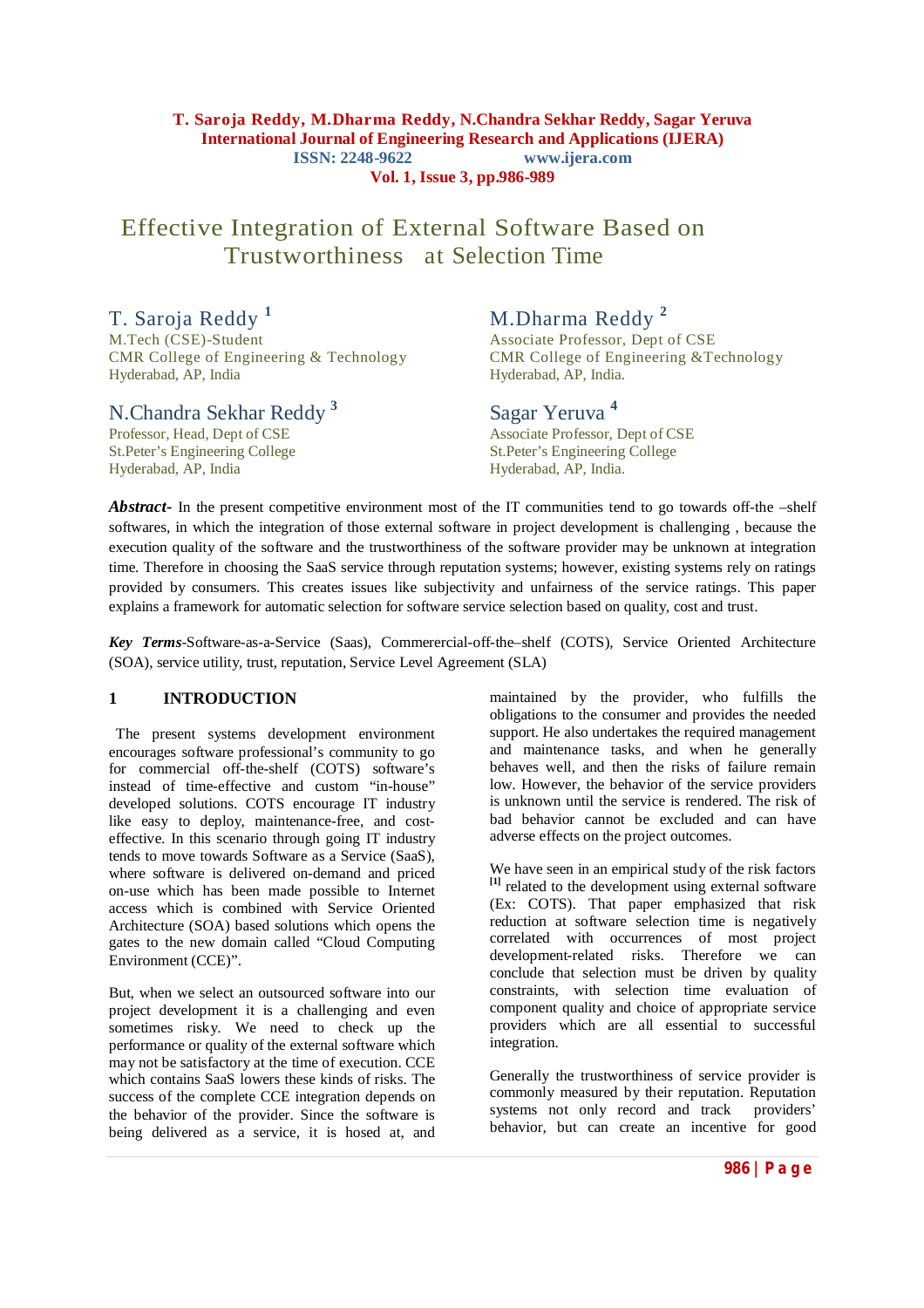# Effective Integration of External Software Based on Trustworthiness at Selection Time

**T. Saroja Reddy [1]**
M.Tech (CSE)-Student
CMR College of Engineering & Technology
Hyderabad, AP, India

**M.Dharma Reddy [2]**
Associate Professor, Dept of CSE
CMR College of Engineering &Technology
Hyderabad, AP, India.

**N.Chandra Sekhar Reddy [3]**
Professor, Head, Dept of CSE
St.Peter's Engineering College
Hyderabad, AP, India

**Sagar Yeruva [4]**
Associate Professor, Dept of CSE
St.Peter's Engineering College
Hyderabad, AP, India.

***Abstract-*** In the present competitive environment most of the IT communities tend to go towards off-the –shelf softwares, in which the integration of those external software in project development is challenging , because the execution quality of the software and the trustworthiness of the software provider may be unknown at integration time. Therefore in choosing the SaaS service through reputation systems; however, existing systems rely on ratings provided by consumers. This creates issues like subjectivity and unfairness of the service ratings. This paper explains a framework for automatic selection for software service selection based on quality, cost and trust.

***Key Terms***-Software-as-a-Service (Saas), Commercial-off-the–shelf (COTS), Service Oriented Architecture (SOA), service utility, trust, reputation, Service Level Agreement (SLA)

## 1 INTRODUCTION

The present systems development environment encourages software professional's community to go for commercial off-the-shelf (COTS) software's instead of time-effective and custom "in-house" developed solutions. COTS encourage IT industry like easy to deploy, maintenance-free, and cost-effective. In this scenario through going IT industry tends to move towards Software as a Service (SaaS), where software is delivered on-demand and priced on-use which has been made possible to Internet access which is combined with Service Oriented Architecture (SOA) based solutions which opens the gates to the new domain called "Cloud Computing Environment (CCE)".

But, when we select an outsourced software into our project development it is a challenging and even sometimes risky. We need to check up the performance or quality of the external software which may not be satisfactory at the time of execution. CCE which contains SaaS lowers these kinds of risks. The success of the complete CCE integration depends on the behavior of the provider. Since the software is being delivered as a service, it is hosed at, and maintained by the provider, who fulfills the obligations to the consumer and provides the needed support. He also undertakes the required management and maintenance tasks, and when he generally behaves well, and then the risks of failure remain low. However, the behavior of the service providers is unknown until the service is rendered. The risk of bad behavior cannot be excluded and can have adverse effects on the project outcomes.

We have seen in an empirical study of the risk factors [1] related to the development using external software (Ex: COTS). That paper emphasized that risk reduction at software selection time is negatively correlated with occurrences of most project development-related risks. Therefore we can conclude that selection must be driven by quality constraints, with selection time evaluation of component quality and choice of appropriate service providers which are all essential to successful integration.

Generally the trustworthiness of service provider is commonly measured by their reputation. Reputation systems not only record and track providers' behavior, but can create an incentive for good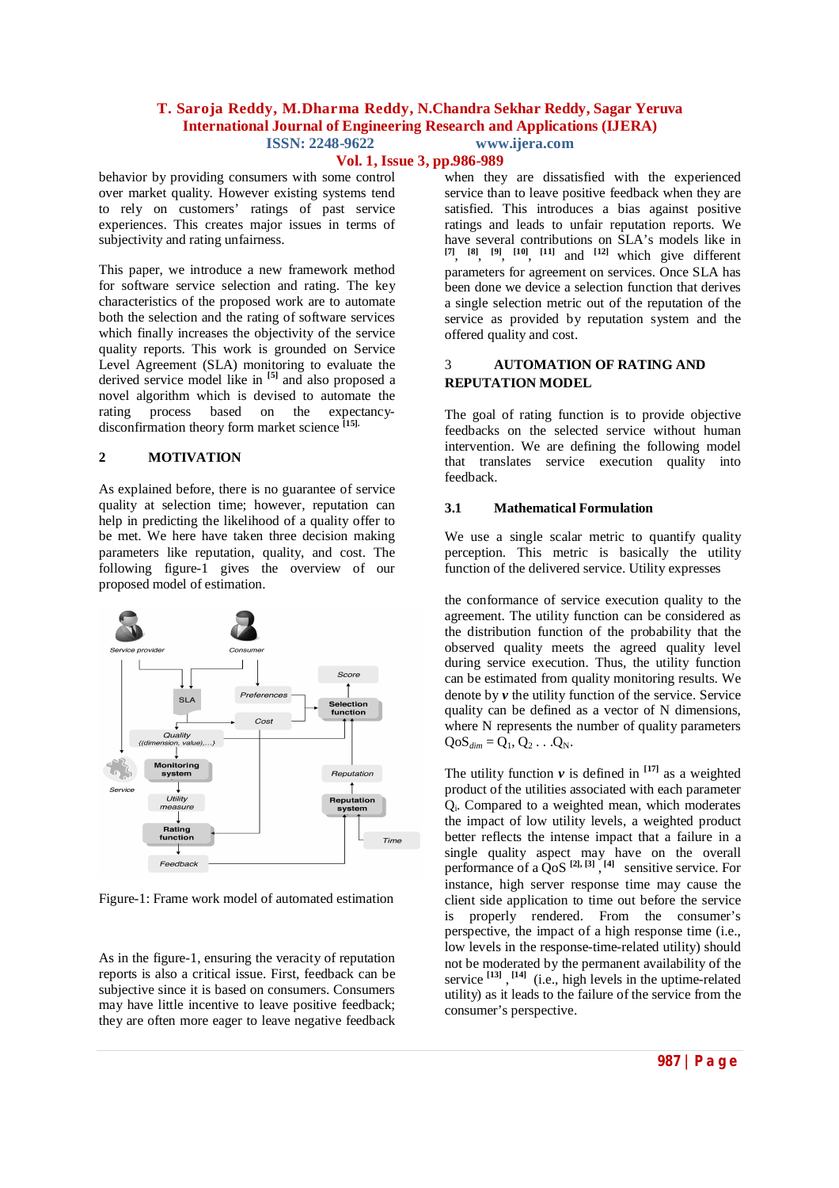behavior by providing consumers with some control over market quality. However existing systems tend to rely on customers' ratings of past service experiences. This creates major issues in terms of subjectivity and rating unfairness.

This paper, we introduce a new framework method for software service selection and rating. The key characteristics of the proposed work are to automate both the selection and the rating of software services which finally increases the objectivity of the service quality reports. This work is grounded on Service Level Agreement (SLA) monitoring to evaluate the derived service model like in [5] and also proposed a novel algorithm which is devised to automate the rating process based on the expectancy-disconfirmation theory form market science [15].

## 2 MOTIVATION

As explained before, there is no guarantee of service quality at selection time; however, reputation can help in predicting the likelihood of a quality offer to be met. We here have taken three decision making parameters like reputation, quality, and cost. The following figure-1 gives the overview of our proposed model of estimation.

Figure-1: Frame work model of automated estimation

As in the figure-1, ensuring the veracity of reputation reports is also a critical issue. First, feedback can be subjective since it is based on consumers. Consumers may have little incentive to leave positive feedback; they are often more eager to leave negative feedback when they are dissatisfied with the experienced service than to leave positive feedback when they are satisfied. This introduces a bias against positive ratings and leads to unfair reputation reports. We have several contributions on SLA's models like in [7], [8], [9], [10], [11] and [12] which give different parameters for agreement on services. Once SLA has been done we device a selection function that derives a single selection metric out of the reputation of the service as provided by reputation system and the offered quality and cost.

## 3 AUTOMATION OF RATING AND REPUTATION MODEL

The goal of rating function is to provide objective feedbacks on the selected service without human intervention. We are defining the following model that translates service execution quality into feedback.

### 3.1 Mathematical Formulation

We use a single scalar metric to quantify quality perception. This metric is basically the utility function of the delivered service. Utility expresses

the conformance of service execution quality to the agreement. The utility function can be considered as the distribution function of the probability that the observed quality meets the agreed quality level during service execution. Thus, the utility function can be estimated from quality monitoring results. We denote by ***v*** the utility function of the service. Service quality can be defined as a vector of N dimensions, where N represents the number of quality parameters $QoS_{dim} = Q_1, Q_2 \ldots Q_N$.

The utility function ***v*** is defined in [17] as a weighted product of the utilities associated with each parameter $Q_i$. Compared to a weighted mean, which moderates the impact of low utility levels, a weighted product better reflects the intense impact that a failure in a single quality aspect may have on the overall performance of a QoS [2], [3], [4] sensitive service. For instance, high server response time may cause the client side application to time out before the service is properly rendered. From the consumer's perspective, the impact of a high response time (i.e., low levels in the response-time-related utility) should not be moderated by the permanent availability of the service [13], [14] (i.e., high levels in the uptime-related utility) as it leads to the failure of the service from the consumer's perspective.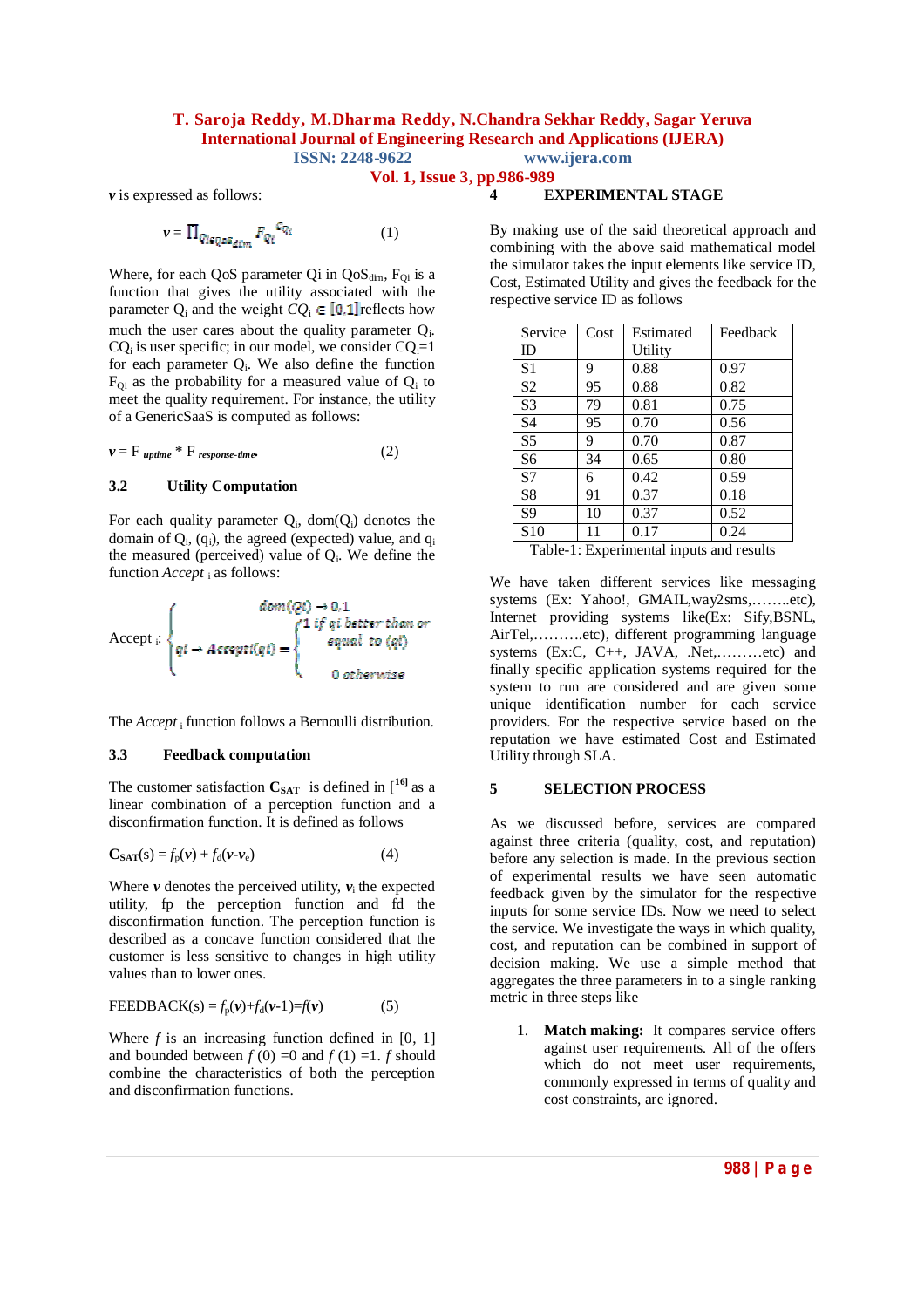$v$ is expressed as follows:

$$v = \prod_{Q_i \in QoS_{dim}} F_{Q_i}^{C_{Q_i}} \quad (1)$$

Where, for each QoS parameter Qi in $QoS_{dim}$, $F_{Qi}$ is a function that gives the utility associated with the parameter $Q_i$ and the weight $CQ_i \in [0,1]$ reflects how much the user cares about the quality parameter $Q_i$. $CQ_i$ is user specific; in our model, we consider $CQ_i=1$ for each parameter $Q_i$. We also define the function $F_{Qi}$ as the probability for a measured value of $Q_i$ to meet the quality requirement. For instance, the utility of a GenericSaaS is computed as follows:

$$v = F_{uptime} * F_{response\text{-}time} \quad (2)$$

### 3.2 Utility Computation

For each quality parameter $Q_i$, dom($Q_i$) denotes the domain of $Q_i$, ($q_i$), the agreed (expected) value, and $q_i$ the measured (perceived) value of $Q_i$. We define the function *Accept* $_i$ as follows:

$$\text{Accept}_i : \begin{cases} dom(Qi) \to 0,1 \\ qi \to Accepti(qi) = \begin{cases} 1 \text{ if } qi \text{ better than or equal to } (qi) \\ 0 \text{ otherwise} \end{cases} \end{cases}$$

The *Accept* $_i$ function follows a Bernoulli distribution.

### 3.3 Feedback computation

The customer satisfaction $\mathbf{C_{SAT}}$ is defined in [16] as a linear combination of a perception function and a disconfirmation function. It is defined as follows

$$\mathbf{C_{SAT}}(s) = f_p(\boldsymbol{v}) + f_d(\boldsymbol{v}-\boldsymbol{v}_e) \quad (4)$$

Where $\boldsymbol{v}$ denotes the perceived utility, $\boldsymbol{v}_i$ the expected utility, fp the perception function and fd the disconfirmation function. The perception function is described as a concave function considered that the customer is less sensitive to changes in high utility values than to lower ones.

$$\text{FEEDBACK}(s) = f_p(\boldsymbol{v})+f_d(\boldsymbol{v}-1)=f(\boldsymbol{v}) \quad (5)$$

Where $f$ is an increasing function defined in [0, 1] and bounded between $f(0) = 0$ and $f(1) = 1$. $f$ should combine the characteristics of both the perception and disconfirmation functions.

## 4 EXPERIMENTAL STAGE

By making use of the said theoretical approach and combining with the above said mathematical model the simulator takes the input elements like service ID, Cost, Estimated Utility and gives the feedback for the respective service ID as follows

| Service ID | Cost | Estimated Utility | Feedback |
|---|---|---|---|
| S1 | 9 | 0.88 | 0.97 |
| S2 | 95 | 0.88 | 0.82 |
| S3 | 79 | 0.81 | 0.75 |
| S4 | 95 | 0.70 | 0.56 |
| S5 | 9 | 0.70 | 0.87 |
| S6 | 34 | 0.65 | 0.80 |
| S7 | 6 | 0.42 | 0.59 |
| S8 | 91 | 0.37 | 0.18 |
| S9 | 10 | 0.37 | 0.52 |
| S10 | 11 | 0.17 | 0.24 |

Table-1: Experimental inputs and results

We have taken different services like messaging systems (Ex: Yahoo!, GMAIL,way2sms,……..etc), Internet providing systems like(Ex: Sify,BSNL, AirTel,……….etc), different programming language systems (Ex:C, C++, JAVA, .Net,………etc) and finally specific application systems required for the system to run are considered and are given some unique identification number for each service providers. For the respective service based on the reputation we have estimated Cost and Estimated Utility through SLA.

## 5 SELECTION PROCESS

As we discussed before, services are compared against three criteria (quality, cost, and reputation) before any selection is made. In the previous section of experimental results we have seen automatic feedback given by the simulator for the respective inputs for some service IDs. Now we need to select the service. We investigate the ways in which quality, cost, and reputation can be combined in support of decision making. We use a simple method that aggregates the three parameters in to a single ranking metric in three steps like

1. **Match making:** It compares service offers against user requirements. All of the offers which do not meet user requirements, commonly expressed in terms of quality and cost constraints, are ignored.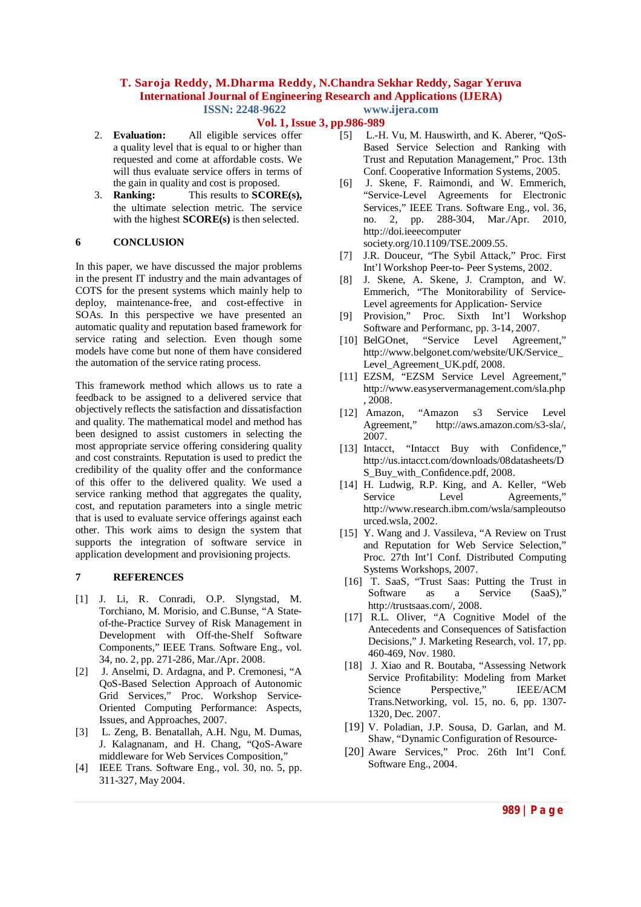2. **Evaluation:** All eligible services offer a quality level that is equal to or higher than requested and come at affordable costs. We will thus evaluate service offers in terms of the gain in quality and cost is proposed.
3. **Ranking:** This results to **SCORE(s),** the ultimate selection metric. The service with the highest **SCORE(s)** is then selected.

## 6 CONCLUSION

In this paper, we have discussed the major problems in the present IT industry and the main advantages of COTS for the present systems which mainly help to deploy, maintenance-free, and cost-effective in SOAs. In this perspective we have presented an automatic quality and reputation based framework for service rating and selection. Even though some models have come but none of them have considered the automation of the service rating process.

This framework method which allows us to rate a feedback to be assigned to a delivered service that objectively reflects the satisfaction and dissatisfaction and quality. The mathematical model and method has been designed to assist customers in selecting the most appropriate service offering considering quality and cost constraints. Reputation is used to predict the credibility of the quality offer and the conformance of this offer to the delivered quality. We used a service ranking method that aggregates the quality, cost, and reputation parameters into a single metric that is used to evaluate service offerings against each other. This work aims to design the system that supports the integration of software service in application development and provisioning projects.

## 7 REFERENCES

[1] J. Li, R. Conradi, O.P. Slyngstad, M. Torchiano, M. Morisio, and C.Bunse, "A State-of-the-Practice Survey of Risk Management in Development with Off-the-Shelf Software Components," IEEE Trans. Software Eng., vol. 34, no. 2, pp. 271-286, Mar./Apr. 2008.

[2] J. Anselmi, D. Ardagna, and P. Cremonesi, "A QoS-Based Selection Approach of Autonomic Grid Services," Proc. Workshop Service-Oriented Computing Performance: Aspects, Issues, and Approaches, 2007.

[3] L. Zeng, B. Benatallah, A.H. Ngu, M. Dumas, J. Kalagnanam, and H. Chang, "QoS-Aware middleware for Web Services Composition,"

[4] IEEE Trans. Software Eng., vol. 30, no. 5, pp. 311-327, May 2004.

[5] L.-H. Vu, M. Hauswirth, and K. Aberer, "QoS-Based Service Selection and Ranking with Trust and Reputation Management," Proc. 13th Conf. Cooperative Information Systems, 2005.

[6] J. Skene, F. Raimondi, and W. Emmerich, "Service-Level Agreements for Electronic Services," IEEE Trans. Software Eng., vol. 36, no. 2, pp. 288-304, Mar./Apr. 2010, http://doi.ieeecomputer society.org/10.1109/TSE.2009.55.

[7] J.R. Douceur, "The Sybil Attack," Proc. First Int'l Workshop Peer-to- Peer Systems, 2002.

[8] J. Skene, A. Skene, J. Crampton, and W. Emmerich, "The Monitorability of Service-Level agreements for Application- Service

[9] Provision," Proc. Sixth Int'l Workshop Software and Performanc, pp. 3-14, 2007.

[10] BelGOnet, "Service Level Agreement," http://www.belgonet.com/website/UK/Service_Level_Agreement_UK.pdf, 2008.

[11] EZSM, "EZSM Service Level Agreement," http://www.easyservermanagement.com/sla.php, 2008.

[12] Amazon, "Amazon s3 Service Level Agreement," http://aws.amazon.com/s3-sla/, 2007.

[13] Intacct, "Intacct Buy with Confidence," http://us.intacct.com/downloads/08datasheets/DS_Buy_with_Confidence.pdf, 2008.

[14] H. Ludwig, R.P. King, and A. Keller, "Web Service Level Agreements," http://www.research.ibm.com/wsla/sampleoutsourced.wsla, 2002.

[15] Y. Wang and J. Vassileva, "A Review on Trust and Reputation for Web Service Selection," Proc. 27th Int'l Conf. Distributed Computing Systems Workshops, 2007.

[16] T. SaaS, "Trust Saas: Putting the Trust in Software as a Service (SaaS)," http://trustsaas.com/, 2008.

[17] R.L. Oliver, "A Cognitive Model of the Antecedents and Consequences of Satisfaction Decisions," J. Marketing Research, vol. 17, pp. 460-469, Nov. 1980.

[18] J. Xiao and R. Boutaba, "Assessing Network Service Profitability: Modeling from Market Science Perspective," IEEE/ACM Trans.Networking, vol. 15, no. 6, pp. 1307-1320, Dec. 2007.

[19] V. Poladian, J.P. Sousa, D. Garlan, and M. Shaw, "Dynamic Configuration of Resource-

[20] Aware Services," Proc. 26th Int'l Conf. Software Eng., 2004.